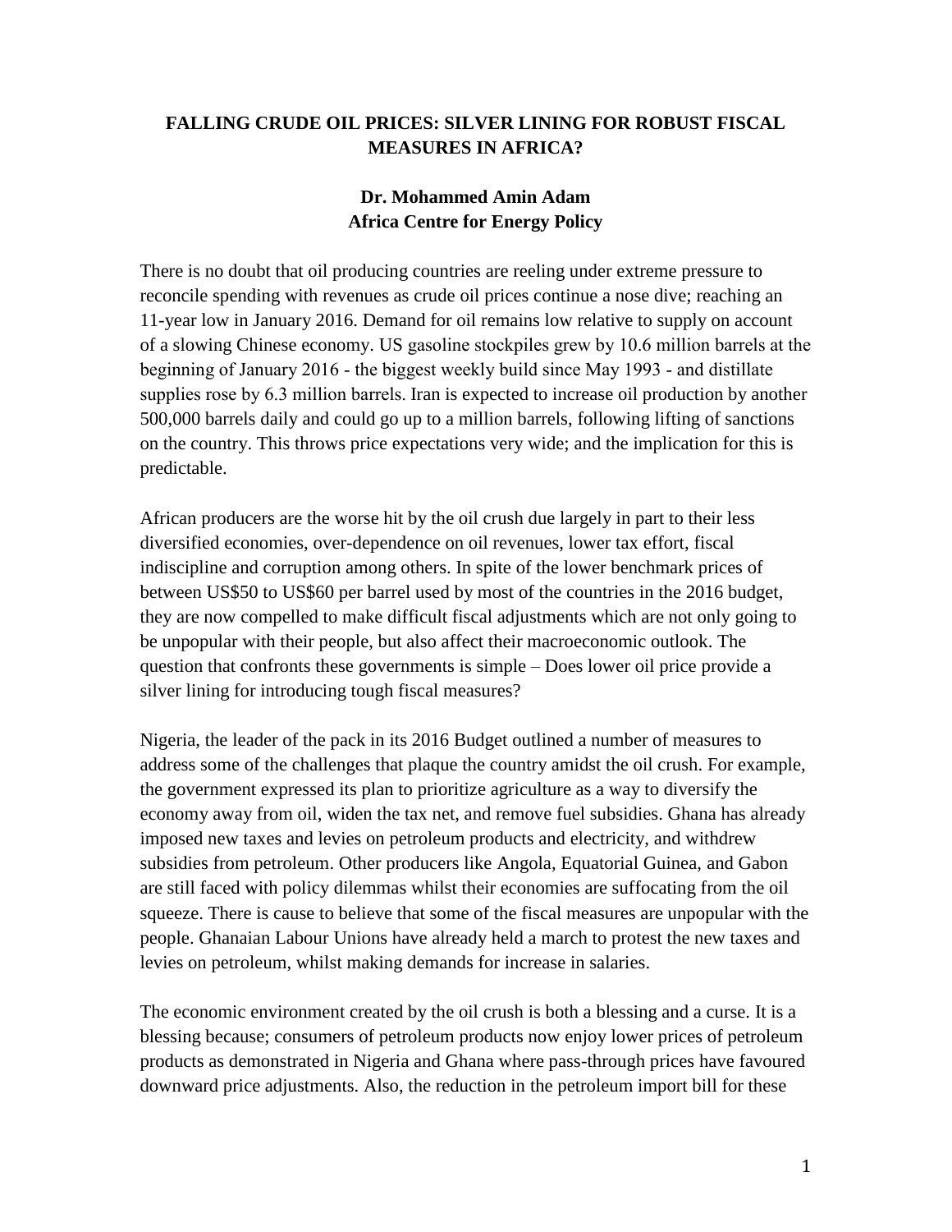# FALLING CRUDE OIL PRICES: SILVER LINING FOR ROBUST FISCAL MEASURES IN AFRICA?

**Dr. Mohammed Amin Adam**
**Africa Centre for Energy Policy**

There is no doubt that oil producing countries are reeling under extreme pressure to reconcile spending with revenues as crude oil prices continue a nose dive; reaching an 11-year low in January 2016. Demand for oil remains low relative to supply on account of a slowing Chinese economy. US gasoline stockpiles grew by 10.6 million barrels at the beginning of January 2016 - the biggest weekly build since May 1993 - and distillate supplies rose by 6.3 million barrels. Iran is expected to increase oil production by another 500,000 barrels daily and could go up to a million barrels, following lifting of sanctions on the country. This throws price expectations very wide; and the implication for this is predictable.

African producers are the worse hit by the oil crush due largely in part to their less diversified economies, over-dependence on oil revenues, lower tax effort, fiscal indiscipline and corruption among others. In spite of the lower benchmark prices of between US$50 to US$60 per barrel used by most of the countries in the 2016 budget, they are now compelled to make difficult fiscal adjustments which are not only going to be unpopular with their people, but also affect their macroeconomic outlook. The question that confronts these governments is simple – Does lower oil price provide a silver lining for introducing tough fiscal measures?

Nigeria, the leader of the pack in its 2016 Budget outlined a number of measures to address some of the challenges that plaque the country amidst the oil crush. For example, the government expressed its plan to prioritize agriculture as a way to diversify the economy away from oil, widen the tax net, and remove fuel subsidies. Ghana has already imposed new taxes and levies on petroleum products and electricity, and withdrew subsidies from petroleum. Other producers like Angola, Equatorial Guinea, and Gabon are still faced with policy dilemmas whilst their economies are suffocating from the oil squeeze. There is cause to believe that some of the fiscal measures are unpopular with the people. Ghanaian Labour Unions have already held a march to protest the new taxes and levies on petroleum, whilst making demands for increase in salaries.

The economic environment created by the oil crush is both a blessing and a curse. It is a blessing because; consumers of petroleum products now enjoy lower prices of petroleum products as demonstrated in Nigeria and Ghana where pass-through prices have favoured downward price adjustments. Also, the reduction in the petroleum import bill for these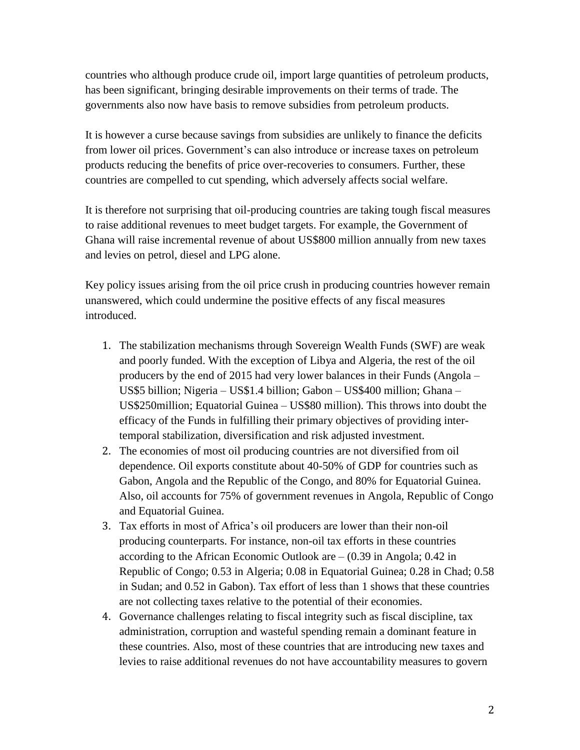countries who although produce crude oil, import large quantities of petroleum products, has been significant, bringing desirable improvements on their terms of trade. The governments also now have basis to remove subsidies from petroleum products.

It is however a curse because savings from subsidies are unlikely to finance the deficits from lower oil prices. Government's can also introduce or increase taxes on petroleum products reducing the benefits of price over-recoveries to consumers. Further, these countries are compelled to cut spending, which adversely affects social welfare.

It is therefore not surprising that oil-producing countries are taking tough fiscal measures to raise additional revenues to meet budget targets. For example, the Government of Ghana will raise incremental revenue of about US$800 million annually from new taxes and levies on petrol, diesel and LPG alone.

Key policy issues arising from the oil price crush in producing countries however remain unanswered, which could undermine the positive effects of any fiscal measures introduced.

1. The stabilization mechanisms through Sovereign Wealth Funds (SWF) are weak and poorly funded. With the exception of Libya and Algeria, the rest of the oil producers by the end of 2015 had very lower balances in their Funds (Angola – US$5 billion; Nigeria – US$1.4 billion; Gabon – US$400 million; Ghana – US$250million; Equatorial Guinea – US$80 million). This throws into doubt the efficacy of the Funds in fulfilling their primary objectives of providing inter-temporal stabilization, diversification and risk adjusted investment.
2. The economies of most oil producing countries are not diversified from oil dependence. Oil exports constitute about 40-50% of GDP for countries such as Gabon, Angola and the Republic of the Congo, and 80% for Equatorial Guinea. Also, oil accounts for 75% of government revenues in Angola, Republic of Congo and Equatorial Guinea.
3. Tax efforts in most of Africa's oil producers are lower than their non-oil producing counterparts. For instance, non-oil tax efforts in these countries according to the African Economic Outlook are – (0.39 in Angola; 0.42 in Republic of Congo; 0.53 in Algeria; 0.08 in Equatorial Guinea; 0.28 in Chad; 0.58 in Sudan; and 0.52 in Gabon). Tax effort of less than 1 shows that these countries are not collecting taxes relative to the potential of their economies.
4. Governance challenges relating to fiscal integrity such as fiscal discipline, tax administration, corruption and wasteful spending remain a dominant feature in these countries. Also, most of these countries that are introducing new taxes and levies to raise additional revenues do not have accountability measures to govern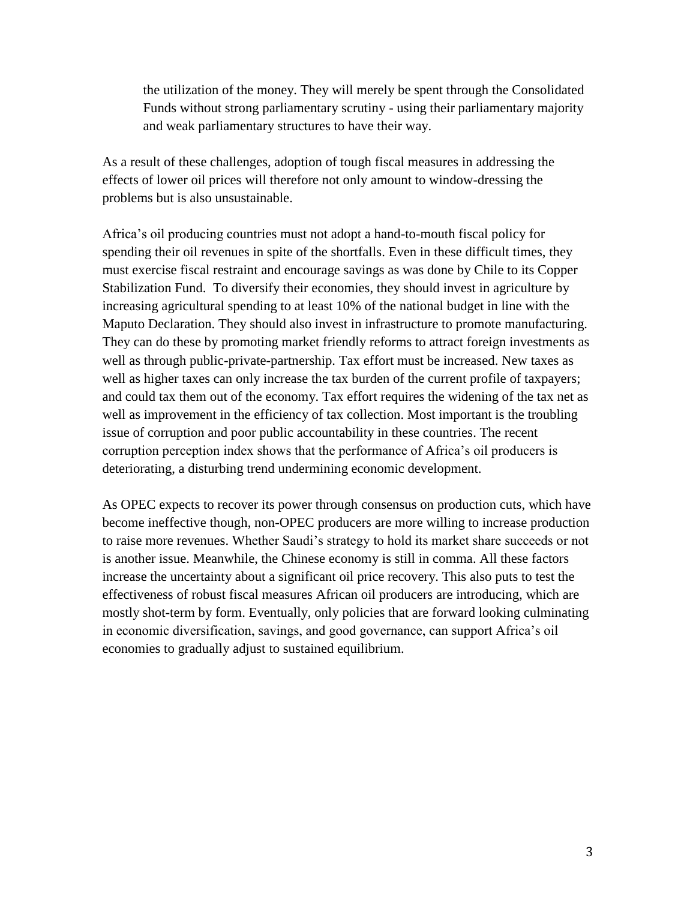> the utilization of the money. They will merely be spent through the Consolidated Funds without strong parliamentary scrutiny - using their parliamentary majority and weak parliamentary structures to have their way.

As a result of these challenges, adoption of tough fiscal measures in addressing the effects of lower oil prices will therefore not only amount to window-dressing the problems but is also unsustainable.

Africa's oil producing countries must not adopt a hand-to-mouth fiscal policy for spending their oil revenues in spite of the shortfalls. Even in these difficult times, they must exercise fiscal restraint and encourage savings as was done by Chile to its Copper Stabilization Fund. To diversify their economies, they should invest in agriculture by increasing agricultural spending to at least 10% of the national budget in line with the Maputo Declaration. They should also invest in infrastructure to promote manufacturing. They can do these by promoting market friendly reforms to attract foreign investments as well as through public-private-partnership. Tax effort must be increased. New taxes as well as higher taxes can only increase the tax burden of the current profile of taxpayers; and could tax them out of the economy. Tax effort requires the widening of the tax net as well as improvement in the efficiency of tax collection. Most important is the troubling issue of corruption and poor public accountability in these countries. The recent corruption perception index shows that the performance of Africa's oil producers is deteriorating, a disturbing trend undermining economic development.

As OPEC expects to recover its power through consensus on production cuts, which have become ineffective though, non-OPEC producers are more willing to increase production to raise more revenues. Whether Saudi's strategy to hold its market share succeeds or not is another issue. Meanwhile, the Chinese economy is still in comma. All these factors increase the uncertainty about a significant oil price recovery. This also puts to test the effectiveness of robust fiscal measures African oil producers are introducing, which are mostly shot-term by form. Eventually, only policies that are forward looking culminating in economic diversification, savings, and good governance, can support Africa's oil economies to gradually adjust to sustained equilibrium.